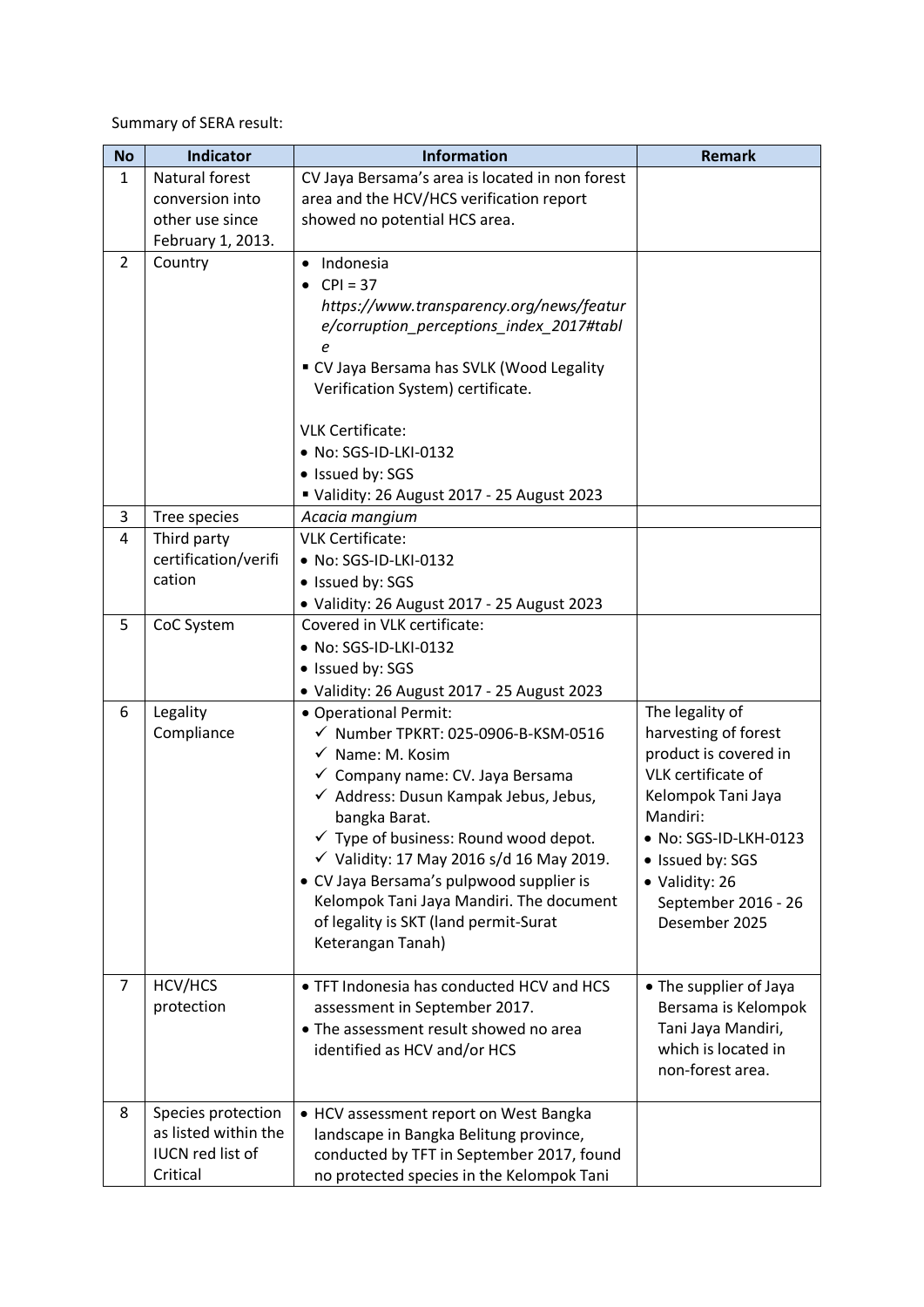Summary of SERA result:

| No | Indicator | Information | Remark |
|---|---|---|---|
| 1 | Natural forest conversion into other use since February 1, 2013. | CV Jaya Bersama's area is located in non forest area and the HCV/HCS verification report showed no potential HCS area. | |
| 2 | Country | • Indonesia<br>• CPI = 37<br>*https://www.transparency.org/news/feature/corruption_perceptions_index_2017#table*<br>▪ CV Jaya Bersama has SVLK (Wood Legality Verification System) certificate.<br><br>VLK Certificate:<br>• No: SGS-ID-LKI-0132<br>• Issued by: SGS<br>▪ Validity: 26 August 2017 - 25 August 2023 | |
| 3 | Tree species | *Acacia mangium* | |
| 4 | Third party certification/verification | VLK Certificate:<br>• No: SGS-ID-LKI-0132<br>• Issued by: SGS<br>• Validity: 26 August 2017 - 25 August 2023 | |
| 5 | CoC System | Covered in VLK certificate:<br>• No: SGS-ID-LKI-0132<br>• Issued by: SGS<br>• Validity: 26 August 2017 - 25 August 2023 | |
| 6 | Legality Compliance | • Operational Permit:<br>✓ Number TPKRT: 025-0906-B-KSM-0516<br>✓ Name: M. Kosim<br>✓ Company name: CV. Jaya Bersama<br>✓ Address: Dusun Kampak Jebus, Jebus, bangka Barat.<br>✓ Type of business: Round wood depot.<br>✓ Validity: 17 May 2016 s/d 16 May 2019.<br>• CV Jaya Bersama's pulpwood supplier is Kelompok Tani Jaya Mandiri. The document of legality is SKT (land permit-Surat Keterangan Tanah) | The legality of harvesting of forest product is covered in VLK certificate of Kelompok Tani Jaya Mandiri:<br>• No: SGS-ID-LKH-0123<br>• Issued by: SGS<br>• Validity: 26 September 2016 - 26 Desember 2025 |
| 7 | HCV/HCS protection | • TFT Indonesia has conducted HCV and HCS assessment in September 2017.<br>• The assessment result showed no area identified as HCV and/or HCS | • The supplier of Jaya Bersama is Kelompok Tani Jaya Mandiri, which is located in non-forest area. |
| 8 | Species protection as listed within the IUCN red list of Critical | • HCV assessment report on West Bangka landscape in Bangka Belitung province, conducted by TFT in September 2017, found no protected species in the Kelompok Tani | |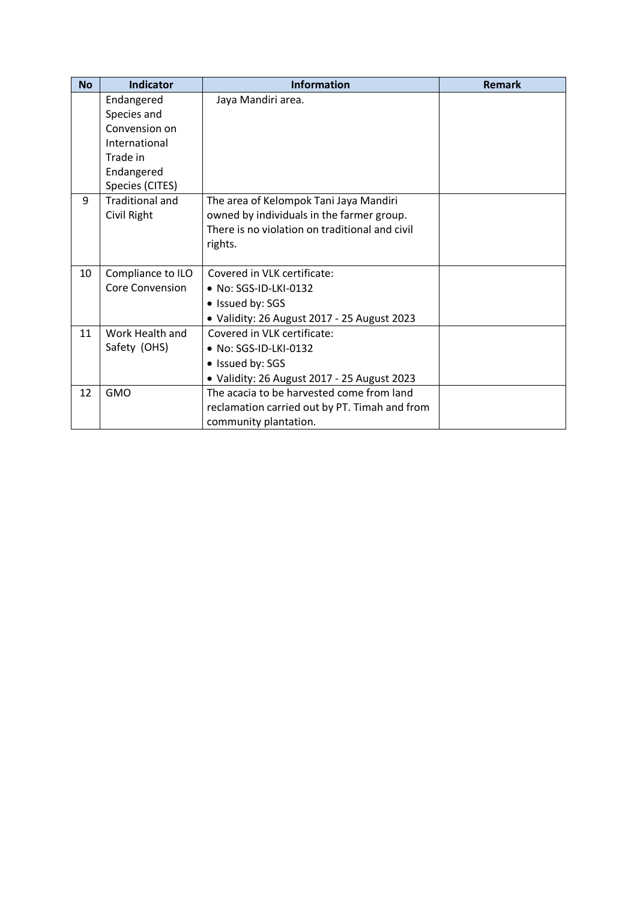| No | Indicator | Information | Remark |
|---|---|---|---|
| | Endangered Species and Convension on International Trade in Endangered Species (CITES) | Jaya Mandiri area. | |
| 9 | Traditional and Civil Right | The area of Kelompok Tani Jaya Mandiri owned by individuals in the farmer group. There is no violation on traditional and civil rights. | |
| 10 | Compliance to ILO Core Convension | Covered in VLK certificate:<br>• No: SGS-ID-LKI-0132<br>• Issued by: SGS<br>• Validity: 26 August 2017 - 25 August 2023 | |
| 11 | Work Health and Safety (OHS) | Covered in VLK certificate:<br>• No: SGS-ID-LKI-0132<br>• Issued by: SGS<br>• Validity: 26 August 2017 - 25 August 2023 | |
| 12 | GMO | The acacia to be harvested come from land reclamation carried out by PT. Timah and from community plantation. | |